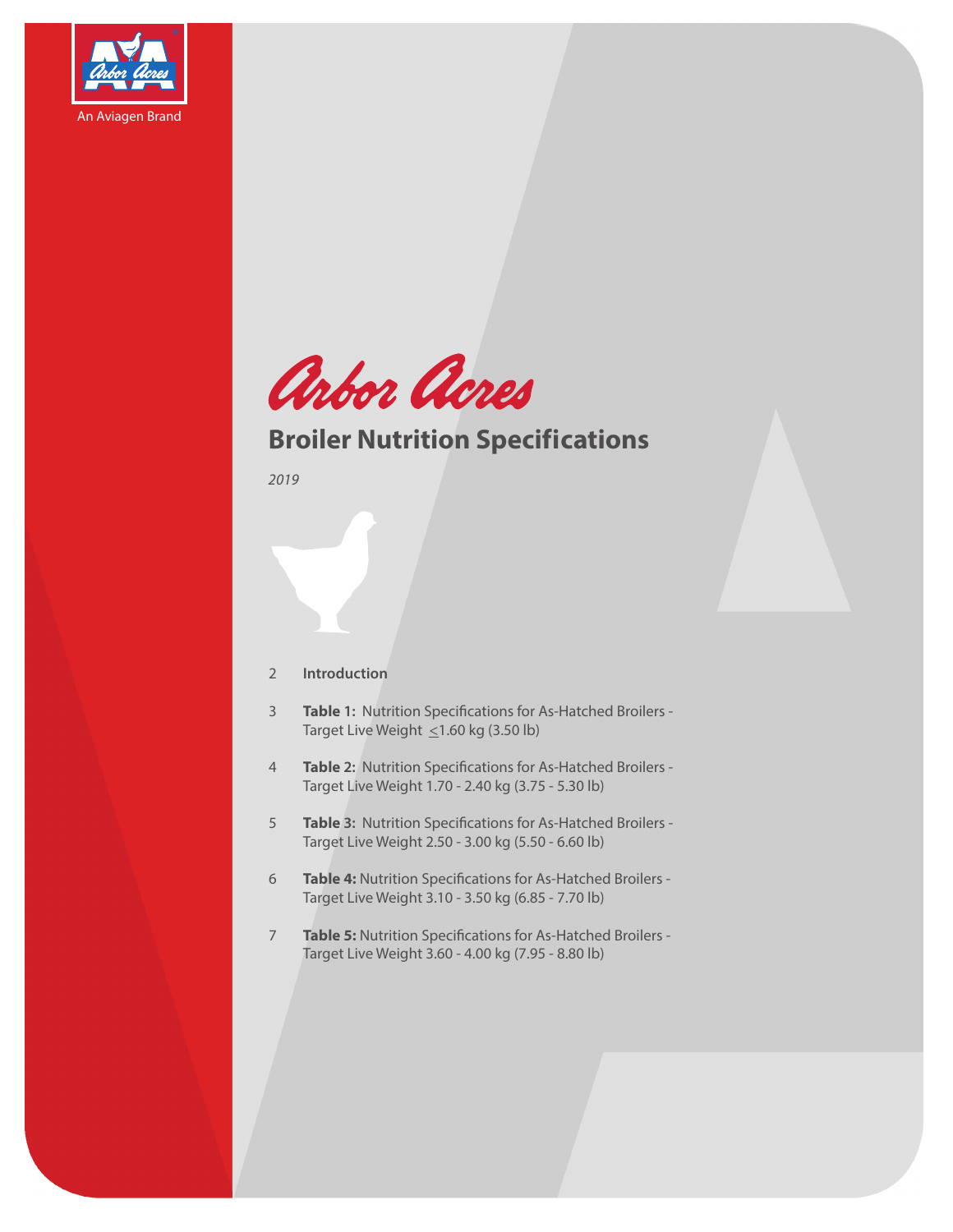An Aviagen Brand

# Arbor Acres

## Broiler Nutrition Specifications

*2019*

2 **Introduction**

3 **Table 1:** Nutrition Specifications for As-Hatched Broilers - Target Live Weight ≤1.60 kg (3.50 lb)

4 **Table 2:** Nutrition Specifications for As-Hatched Broilers - Target Live Weight 1.70 - 2.40 kg (3.75 - 5.30 lb)

5 **Table 3:** Nutrition Specifications for As-Hatched Broilers - Target Live Weight 2.50 - 3.00 kg (5.50 - 6.60 lb)

6 **Table 4:** Nutrition Specifications for As-Hatched Broilers - Target Live Weight 3.10 - 3.50 kg (6.85 - 7.70 lb)

7 **Table 5:** Nutrition Specifications for As-Hatched Broilers - Target Live Weight 3.60 - 4.00 kg (7.95 - 8.80 lb)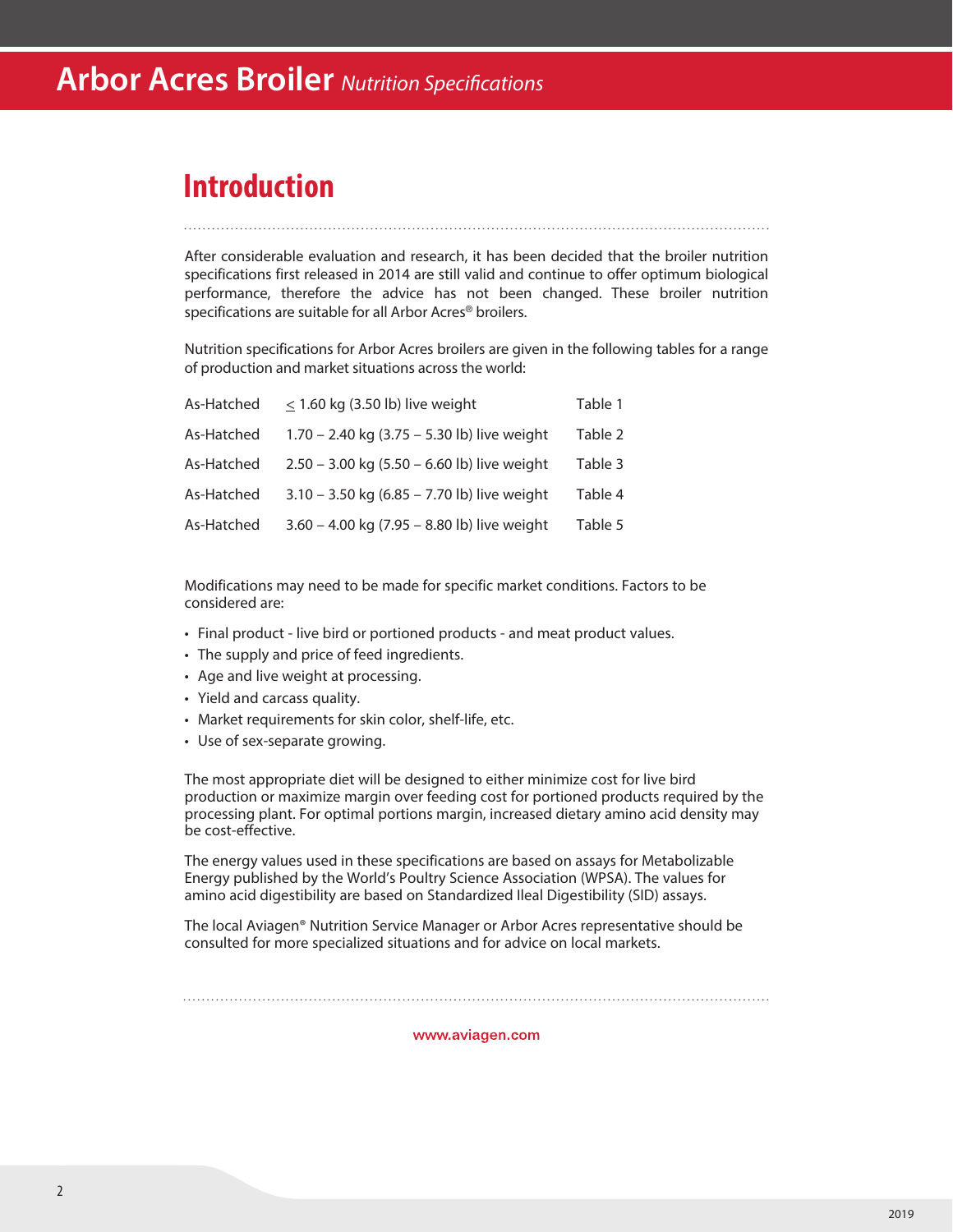# Introduction

After considerable evaluation and research, it has been decided that the broiler nutrition specifications first released in 2014 are still valid and continue to offer optimum biological performance, therefore the advice has not been changed. These broiler nutrition specifications are suitable for all Arbor Acres® broilers.

Nutrition specifications for Arbor Acres broilers are given in the following tables for a range of production and market situations across the world:

| | | |
|---|---|---|
| As-Hatched | $\leq$ 1.60 kg (3.50 lb) live weight | Table 1 |
| As-Hatched | 1.70 – 2.40 kg (3.75 – 5.30 lb) live weight | Table 2 |
| As-Hatched | 2.50 – 3.00 kg (5.50 – 6.60 lb) live weight | Table 3 |
| As-Hatched | 3.10 – 3.50 kg (6.85 – 7.70 lb) live weight | Table 4 |
| As-Hatched | 3.60 – 4.00 kg (7.95 – 8.80 lb) live weight | Table 5 |

Modifications may need to be made for specific market conditions. Factors to be considered are:

- Final product - live bird or portioned products - and meat product values.
- The supply and price of feed ingredients.
- Age and live weight at processing.
- Yield and carcass quality.
- Market requirements for skin color, shelf-life, etc.
- Use of sex-separate growing.

The most appropriate diet will be designed to either minimize cost for live bird production or maximize margin over feeding cost for portioned products required by the processing plant. For optimal portions margin, increased dietary amino acid density may be cost-effective.

The energy values used in these specifications are based on assays for Metabolizable Energy published by the World's Poultry Science Association (WPSA). The values for amino acid digestibility are based on Standardized Ileal Digestibility (SID) assays.

The local Aviagen® Nutrition Service Manager or Arbor Acres representative should be consulted for more specialized situations and for advice on local markets.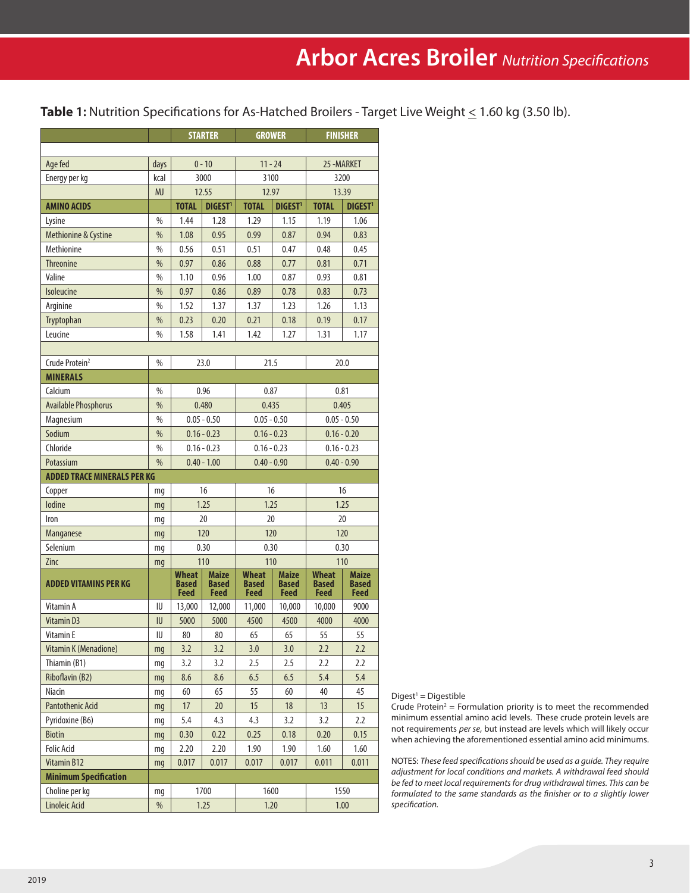# Arbor Acres Broiler *Nutrition Specifications*

**Table 1:** Nutrition Specifications for As-Hatched Broilers - Target Live Weight ≤ 1.60 kg (3.50 lb).

| | | STARTER | | GROWER | | FINISHER | |
|---|---|---|---|---|---|---|---|
| Age fed | days | 0 - 10 | | 11 - 24 | | 25 -MARKET | |
| Energy per kg | kcal | 3000 | | 3100 | | 3200 | |
| | MJ | 12.55 | | 12.97 | | 13.39 | |
| **AMINO ACIDS** | | **TOTAL** | **DIGEST[1]** | **TOTAL** | **DIGEST[1]** | **TOTAL** | **DIGEST[1]** |
| Lysine | % | 1.44 | 1.28 | 1.29 | 1.15 | 1.19 | 1.06 |
| Methionine & Cystine | % | 1.08 | 0.95 | 0.99 | 0.87 | 0.94 | 0.83 |
| Methionine | % | 0.56 | 0.51 | 0.51 | 0.47 | 0.48 | 0.45 |
| Threonine | % | 0.97 | 0.86 | 0.88 | 0.77 | 0.81 | 0.71 |
| Valine | % | 1.10 | 0.96 | 1.00 | 0.87 | 0.93 | 0.81 |
| Isoleucine | % | 0.97 | 0.86 | 0.89 | 0.78 | 0.83 | 0.73 |
| Arginine | % | 1.52 | 1.37 | 1.37 | 1.23 | 1.26 | 1.13 |
| Tryptophan | % | 0.23 | 0.20 | 0.21 | 0.18 | 0.19 | 0.17 |
| Leucine | % | 1.58 | 1.41 | 1.42 | 1.27 | 1.31 | 1.17 |
| | | | | | | | |
| Crude Protein[2] | % | 23.0 | | 21.5 | | 20.0 | |
| **MINERALS** | | | | | | | |
| Calcium | % | 0.96 | | 0.87 | | 0.81 | |
| Available Phosphorus | % | 0.480 | | 0.435 | | 0.405 | |
| Magnesium | % | 0.05 - 0.50 | | 0.05 - 0.50 | | 0.05 - 0.50 | |
| Sodium | % | 0.16 - 0.23 | | 0.16 - 0.23 | | 0.16 - 0.20 | |
| Chloride | % | 0.16 - 0.23 | | 0.16 - 0.23 | | 0.16 - 0.23 | |
| Potassium | % | 0.40 - 1.00 | | 0.40 - 0.90 | | 0.40 - 0.90 | |
| **ADDED TRACE MINERALS PER KG** | | | | | | | |
| Copper | mg | 16 | | 16 | | 16 | |
| Iodine | mg | 1.25 | | 1.25 | | 1.25 | |
| Iron | mg | 20 | | 20 | | 20 | |
| Manganese | mg | 120 | | 120 | | 120 | |
| Selenium | mg | 0.30 | | 0.30 | | 0.30 | |
| Zinc | mg | 110 | | 110 | | 110 | |
| **ADDED VITAMINS PER KG** | | **Wheat Based Feed** | **Maize Based Feed** | **Wheat Based Feed** | **Maize Based Feed** | **Wheat Based Feed** | **Maize Based Feed** |
| Vitamin A | IU | 13,000 | 12,000 | 11,000 | 10,000 | 10,000 | 9000 |
| Vitamin D3 | IU | 5000 | 5000 | 4500 | 4500 | 4000 | 4000 |
| Vitamin E | IU | 80 | 80 | 65 | 65 | 55 | 55 |
| Vitamin K (Menadione) | mg | 3.2 | 3.2 | 3.0 | 3.0 | 2.2 | 2.2 |
| Thiamin (B1) | mg | 3.2 | 3.2 | 2.5 | 2.5 | 2.2 | 2.2 |
| Riboflavin (B2) | mg | 8.6 | 8.6 | 6.5 | 6.5 | 5.4 | 5.4 |
| Niacin | mg | 60 | 65 | 55 | 60 | 40 | 45 |
| Pantothenic Acid | mg | 17 | 20 | 15 | 18 | 13 | 15 |
| Pyridoxine (B6) | mg | 5.4 | 4.3 | 4.3 | 3.2 | 3.2 | 2.2 |
| Biotin | mg | 0.30 | 0.22 | 0.25 | 0.18 | 0.20 | 0.15 |
| Folic Acid | mg | 2.20 | 2.20 | 1.90 | 1.90 | 1.60 | 1.60 |
| Vitamin B12 | mg | 0.017 | 0.017 | 0.017 | 0.017 | 0.011 | 0.011 |
| **Minimum Specification** | | | | | | | |
| Choline per kg | mg | 1700 | | 1600 | | 1550 | |
| Linoleic Acid | % | 1.25 | | 1.20 | | 1.00 | |

Digest[1] = Digestible

Crude Protein[2] = Formulation priority is to meet the recommended minimum essential amino acid levels. These crude protein levels are not requirements *per se*, but instead are levels which will likely occur when achieving the aforementioned essential amino acid minimums.

NOTES: *These feed specifications should be used as a guide. They require adjustment for local conditions and markets. A withdrawal feed should be fed to meet local requirements for drug withdrawal times. This can be formulated to the same standards as the finisher or to a slightly lower specification.*

2019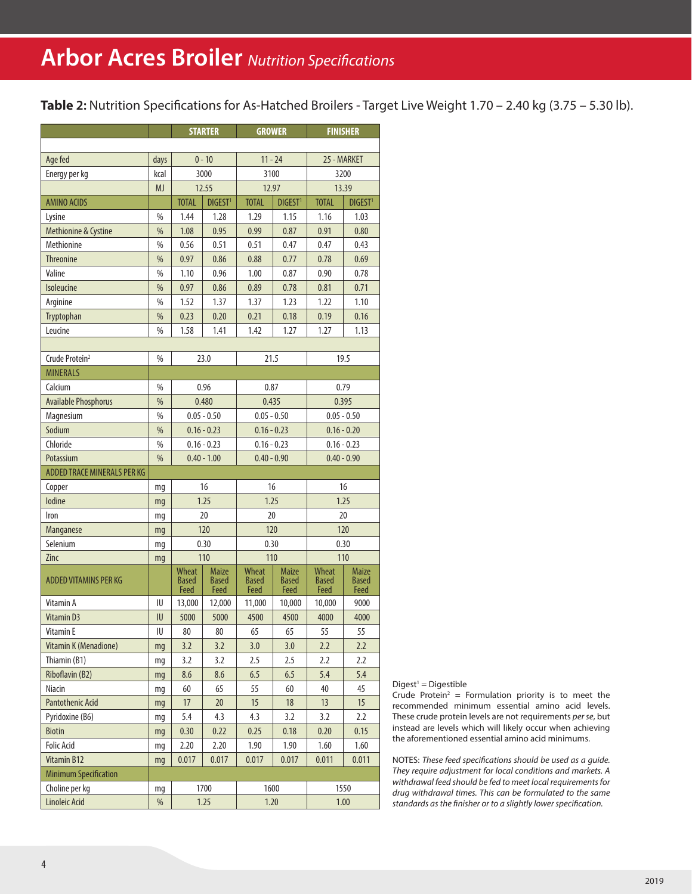# Arbor Acres Broiler *Nutrition Specifications*

**Table 2:** Nutrition Specifications for As-Hatched Broilers - Target Live Weight 1.70 – 2.40 kg (3.75 – 5.30 lb).

| | | STARTER | | GROWER | | FINISHER | |
|---|---|---|---|---|---|---|---|
| Age fed | days | 0 - 10 | | 11 - 24 | | 25 - MARKET | |
| Energy per kg | kcal | 3000 | | 3100 | | 3200 | |
| | MJ | 12.55 | | 12.97 | | 13.39 | |
| AMINO ACIDS | | TOTAL | DIGEST[1] | TOTAL | DIGEST[1] | TOTAL | DIGEST[1] |
| Lysine | % | 1.44 | 1.28 | 1.29 | 1.15 | 1.16 | 1.03 |
| Methionine & Cystine | % | 1.08 | 0.95 | 0.99 | 0.87 | 0.91 | 0.80 |
| Methionine | % | 0.56 | 0.51 | 0.51 | 0.47 | 0.47 | 0.43 |
| Threonine | % | 0.97 | 0.86 | 0.88 | 0.77 | 0.78 | 0.69 |
| Valine | % | 1.10 | 0.96 | 1.00 | 0.87 | 0.90 | 0.78 |
| Isoleucine | % | 0.97 | 0.86 | 0.89 | 0.78 | 0.81 | 0.71 |
| Arginine | % | 1.52 | 1.37 | 1.37 | 1.23 | 1.22 | 1.10 |
| Tryptophan | % | 0.23 | 0.20 | 0.21 | 0.18 | 0.19 | 0.16 |
| Leucine | % | 1.58 | 1.41 | 1.42 | 1.27 | 1.27 | 1.13 |
| Crude Protein[2] | % | 23.0 | | 21.5 | | 19.5 | |
| MINERALS | | | | | | | |
| Calcium | % | 0.96 | | 0.87 | | 0.79 | |
| Available Phosphorus | % | 0.480 | | 0.435 | | 0.395 | |
| Magnesium | % | 0.05 - 0.50 | | 0.05 - 0.50 | | 0.05 - 0.50 | |
| Sodium | % | 0.16 - 0.23 | | 0.16 - 0.23 | | 0.16 - 0.20 | |
| Chloride | % | 0.16 - 0.23 | | 0.16 - 0.23 | | 0.16 - 0.23 | |
| Potassium | % | 0.40 - 1.00 | | 0.40 - 0.90 | | 0.40 - 0.90 | |
| ADDED TRACE MINERALS PER KG | | | | | | | |
| Copper | mg | 16 | | 16 | | 16 | |
| Iodine | mg | 1.25 | | 1.25 | | 1.25 | |
| Iron | mg | 20 | | 20 | | 20 | |
| Manganese | mg | 120 | | 120 | | 120 | |
| Selenium | mg | 0.30 | | 0.30 | | 0.30 | |
| Zinc | mg | 110 | | 110 | | 110 | |
| ADDED VITAMINS PER KG | | Wheat Based Feed | Maize Based Feed | Wheat Based Feed | Maize Based Feed | Wheat Based Feed | Maize Based Feed |
| Vitamin A | IU | 13,000 | 12,000 | 11,000 | 10,000 | 10,000 | 9000 |
| Vitamin D3 | IU | 5000 | 5000 | 4500 | 4500 | 4000 | 4000 |
| Vitamin E | IU | 80 | 80 | 65 | 65 | 55 | 55 |
| Vitamin K (Menadione) | mg | 3.2 | 3.2 | 3.0 | 3.0 | 2.2 | 2.2 |
| Thiamin (B1) | mg | 3.2 | 3.2 | 2.5 | 2.5 | 2.2 | 2.2 |
| Riboflavin (B2) | mg | 8.6 | 8.6 | 6.5 | 6.5 | 5.4 | 5.4 |
| Niacin | mg | 60 | 65 | 55 | 60 | 40 | 45 |
| Pantothenic Acid | mg | 17 | 20 | 15 | 18 | 13 | 15 |
| Pyridoxine (B6) | mg | 5.4 | 4.3 | 4.3 | 3.2 | 3.2 | 2.2 |
| Biotin | mg | 0.30 | 0.22 | 0.25 | 0.18 | 0.20 | 0.15 |
| Folic Acid | mg | 2.20 | 2.20 | 1.90 | 1.90 | 1.60 | 1.60 |
| Vitamin B12 | mg | 0.017 | 0.017 | 0.017 | 0.017 | 0.011 | 0.011 |
| Minimum Specification | | | | | | | |
| Choline per kg | mg | 1700 | | 1600 | | 1550 | |
| Linoleic Acid | % | 1.25 | | 1.20 | | 1.00 | |

Digest[1] = Digestible

Crude Protein[2] = Formulation priority is to meet the recommended minimum essential amino acid levels. These crude protein levels are not requirements *per se*, but instead are levels which will likely occur when achieving the aforementioned essential amino acid minimums.

NOTES: *These feed specifications should be used as a guide. They require adjustment for local conditions and markets. A withdrawal feed should be fed to meet local requirements for drug withdrawal times. This can be formulated to the same standards as the finisher or to a slightly lower specification.*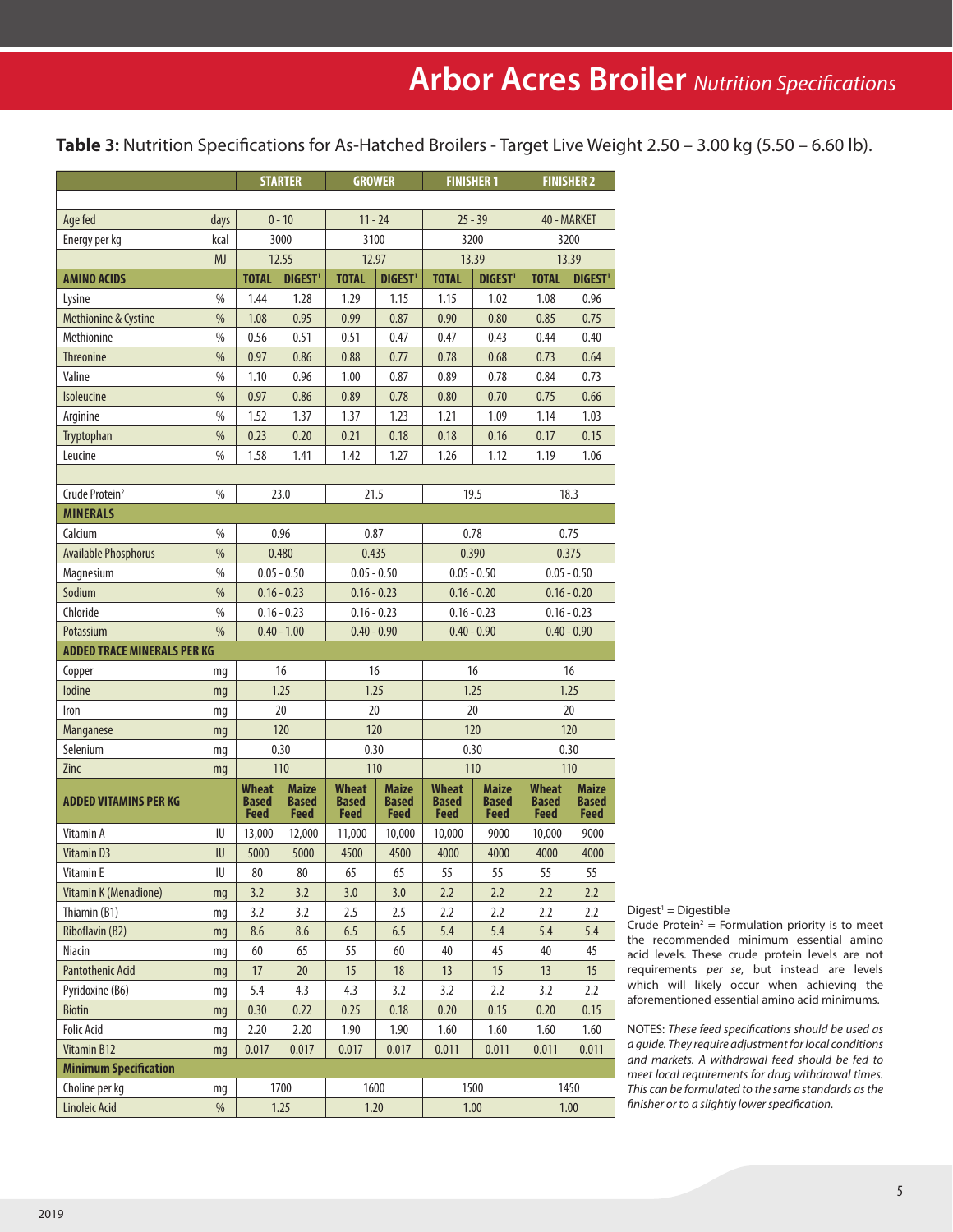# Arbor Acres Broiler *Nutrition Specifications*

**Table 3:** Nutrition Specifications for As-Hatched Broilers - Target Live Weight 2.50 – 3.00 kg (5.50 – 6.60 lb).

| | | STARTER | | GROWER | | FINISHER 1 | | FINISHER 2 | |
|---|---|---|---|---|---|---|---|---|---|
| Age fed | days | 0 - 10 | | 11 - 24 | | 25 - 39 | | 40 - MARKET | |
| Energy per kg | kcal | 3000 | | 3100 | | 3200 | | 3200 | |
| | MJ | 12.55 | | 12.97 | | 13.39 | | 13.39 | |
| **AMINO ACIDS** | | **TOTAL** | **DIGEST[1]** | **TOTAL** | **DIGEST[1]** | **TOTAL** | **DIGEST[1]** | **TOTAL** | **DIGEST[1]** |
| Lysine | % | 1.44 | 1.28 | 1.29 | 1.15 | 1.15 | 1.02 | 1.08 | 0.96 |
| Methionine & Cystine | % | 1.08 | 0.95 | 0.99 | 0.87 | 0.90 | 0.80 | 0.85 | 0.75 |
| Methionine | % | 0.56 | 0.51 | 0.51 | 0.47 | 0.47 | 0.43 | 0.44 | 0.40 |
| Threonine | % | 0.97 | 0.86 | 0.88 | 0.77 | 0.78 | 0.68 | 0.73 | 0.64 |
| Valine | % | 1.10 | 0.96 | 1.00 | 0.87 | 0.89 | 0.78 | 0.84 | 0.73 |
| Isoleucine | % | 0.97 | 0.86 | 0.89 | 0.78 | 0.80 | 0.70 | 0.75 | 0.66 |
| Arginine | % | 1.52 | 1.37 | 1.37 | 1.23 | 1.21 | 1.09 | 1.14 | 1.03 |
| Tryptophan | % | 0.23 | 0.20 | 0.21 | 0.18 | 0.18 | 0.16 | 0.17 | 0.15 |
| Leucine | % | 1.58 | 1.41 | 1.42 | 1.27 | 1.26 | 1.12 | 1.19 | 1.06 |
| Crude Protein[2] | % | 23.0 | | 21.5 | | 19.5 | | 18.3 | |
| **MINERALS** | | | | | | | | | |
| Calcium | % | 0.96 | | 0.87 | | 0.78 | | 0.75 | |
| Available Phosphorus | % | 0.480 | | 0.435 | | 0.390 | | 0.375 | |
| Magnesium | % | 0.05 - 0.50 | | 0.05 - 0.50 | | 0.05 - 0.50 | | 0.05 - 0.50 | |
| Sodium | % | 0.16 - 0.23 | | 0.16 - 0.23 | | 0.16 - 0.20 | | 0.16 - 0.20 | |
| Chloride | % | 0.16 - 0.23 | | 0.16 - 0.23 | | 0.16 - 0.23 | | 0.16 - 0.23 | |
| Potassium | % | 0.40 - 1.00 | | 0.40 - 0.90 | | 0.40 - 0.90 | | 0.40 - 0.90 | |
| **ADDED TRACE MINERALS PER KG** | | | | | | | | | |
| Copper | mg | 16 | | 16 | | 16 | | 16 | |
| Iodine | mg | 1.25 | | 1.25 | | 1.25 | | 1.25 | |
| Iron | mg | 20 | | 20 | | 20 | | 20 | |
| Manganese | mg | 120 | | 120 | | 120 | | 120 | |
| Selenium | mg | 0.30 | | 0.30 | | 0.30 | | 0.30 | |
| Zinc | mg | 110 | | 110 | | 110 | | 110 | |
| **ADDED VITAMINS PER KG** | | **Wheat Based Feed** | **Maize Based Feed** | **Wheat Based Feed** | **Maize Based Feed** | **Wheat Based Feed** | **Maize Based Feed** | **Wheat Based Feed** | **Maize Based Feed** |
| Vitamin A | IU | 13,000 | 12,000 | 11,000 | 10,000 | 10,000 | 9000 | 10,000 | 9000 |
| Vitamin D3 | IU | 5000 | 5000 | 4500 | 4500 | 4000 | 4000 | 4000 | 4000 |
| Vitamin E | IU | 80 | 80 | 65 | 65 | 55 | 55 | 55 | 55 |
| Vitamin K (Menadione) | mg | 3.2 | 3.2 | 3.0 | 3.0 | 2.2 | 2.2 | 2.2 | 2.2 |
| Thiamin (B1) | mg | 3.2 | 3.2 | 2.5 | 2.5 | 2.2 | 2.2 | 2.2 | 2.2 |
| Riboflavin (B2) | mg | 8.6 | 8.6 | 6.5 | 6.5 | 5.4 | 5.4 | 5.4 | 5.4 |
| Niacin | mg | 60 | 65 | 55 | 60 | 40 | 45 | 40 | 45 |
| Pantothenic Acid | mg | 17 | 20 | 15 | 18 | 13 | 15 | 13 | 15 |
| Pyridoxine (B6) | mg | 5.4 | 4.3 | 4.3 | 3.2 | 3.2 | 2.2 | 3.2 | 2.2 |
| Biotin | mg | 0.30 | 0.22 | 0.25 | 0.18 | 0.20 | 0.15 | 0.20 | 0.15 |
| Folic Acid | mg | 2.20 | 2.20 | 1.90 | 1.90 | 1.60 | 1.60 | 1.60 | 1.60 |
| Vitamin B12 | mg | 0.017 | 0.017 | 0.017 | 0.017 | 0.011 | 0.011 | 0.011 | 0.011 |
| **Minimum Specification** | | | | | | | | | |
| Choline per kg | mg | 1700 | | 1600 | | 1500 | | 1450 | |
| Linoleic Acid | % | 1.25 | | 1.20 | | 1.00 | | 1.00 | |

Digest[1] = Digestible

Crude Protein[2] = Formulation priority is to meet the recommended minimum essential amino acid levels. These crude protein levels are not requirements *per se*, but instead are levels which will likely occur when achieving the aforementioned essential amino acid minimums.

NOTES: *These feed specifications should be used as a guide. They require adjustment for local conditions and markets. A withdrawal feed should be fed to meet local requirements for drug withdrawal times. This can be formulated to the same standards as the finisher or to a slightly lower specification.*

2019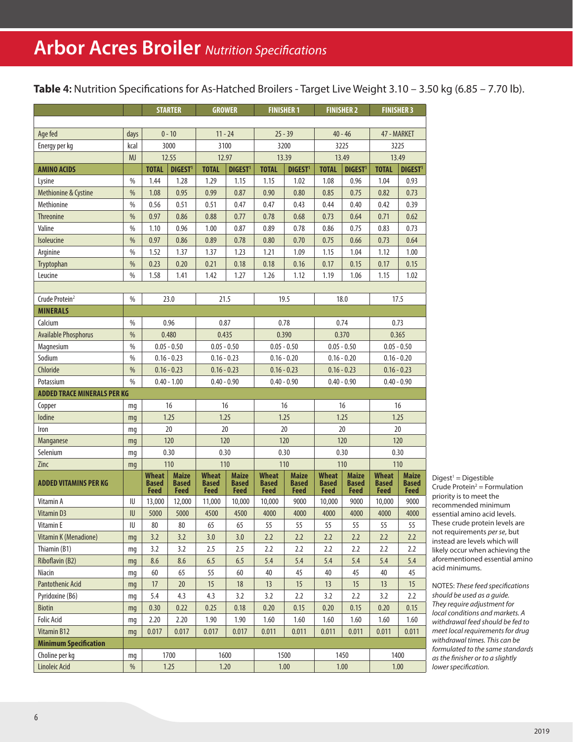# Arbor Acres Broiler *Nutrition Specifications*

**Table 4:** Nutrition Specifications for As-Hatched Broilers - Target Live Weight 3.10 – 3.50 kg (6.85 – 7.70 lb).

| | | STARTER | | GROWER | | FINISHER 1 | | FINISHER 2 | | FINISHER 3 | |
|---|---|---|---|---|---|---|---|---|---|---|---|
| Age fed | days | 0 - 10 | | 11 - 24 | | 25 - 39 | | 40 - 46 | | 47 - MARKET | |
| Energy per kg | kcal | 3000 | | 3100 | | 3200 | | 3225 | | 3225 | |
| | MJ | 12.55 | | 12.97 | | 13.39 | | 13.49 | | 13.49 | |
| **AMINO ACIDS** | | **TOTAL** | **DIGEST[1]** | **TOTAL** | **DIGEST[1]** | **TOTAL** | **DIGEST[1]** | **TOTAL** | **DIGEST[1]** | **TOTAL** | **DIGEST[1]** |
| Lysine | % | 1.44 | 1.28 | 1.29 | 1.15 | 1.15 | 1.02 | 1.08 | 0.96 | 1.04 | 0.93 |
| Methionine & Cystine | % | 1.08 | 0.95 | 0.99 | 0.87 | 0.90 | 0.80 | 0.85 | 0.75 | 0.82 | 0.73 |
| Methionine | % | 0.56 | 0.51 | 0.51 | 0.47 | 0.47 | 0.43 | 0.44 | 0.40 | 0.42 | 0.39 |
| Threonine | % | 0.97 | 0.86 | 0.88 | 0.77 | 0.78 | 0.68 | 0.73 | 0.64 | 0.71 | 0.62 |
| Valine | % | 1.10 | 0.96 | 1.00 | 0.87 | 0.89 | 0.78 | 0.86 | 0.75 | 0.83 | 0.73 |
| Isoleucine | % | 0.97 | 0.86 | 0.89 | 0.78 | 0.80 | 0.70 | 0.75 | 0.66 | 0.73 | 0.64 |
| Arginine | % | 1.52 | 1.37 | 1.37 | 1.23 | 1.21 | 1.09 | 1.15 | 1.04 | 1.12 | 1.00 |
| Tryptophan | % | 0.23 | 0.20 | 0.21 | 0.18 | 0.18 | 0.16 | 0.17 | 0.15 | 0.17 | 0.15 |
| Leucine | % | 1.58 | 1.41 | 1.42 | 1.27 | 1.26 | 1.12 | 1.19 | 1.06 | 1.15 | 1.02 |
| Crude Protein[2] | % | 23.0 | | 21.5 | | 19.5 | | 18.0 | | 17.5 | |
| **MINERALS** | | | | | | | | | | | |
| Calcium | % | 0.96 | | 0.87 | | 0.78 | | 0.74 | | 0.73 | |
| Available Phosphorus | % | 0.480 | | 0.435 | | 0.390 | | 0.370 | | 0.365 | |
| Magnesium | % | 0.05 - 0.50 | | 0.05 - 0.50 | | 0.05 - 0.50 | | 0.05 - 0.50 | | 0.05 - 0.50 | |
| Sodium | % | 0.16 - 0.23 | | 0.16 - 0.23 | | 0.16 - 0.20 | | 0.16 - 0.20 | | 0.16 - 0.20 | |
| Chloride | % | 0.16 - 0.23 | | 0.16 - 0.23 | | 0.16 - 0.23 | | 0.16 - 0.23 | | 0.16 - 0.23 | |
| Potassium | % | 0.40 - 1.00 | | 0.40 - 0.90 | | 0.40 - 0.90 | | 0.40 - 0.90 | | 0.40 - 0.90 | |
| **ADDED TRACE MINERALS PER KG** | | | | | | | | | | | |
| Copper | mg | 16 | | 16 | | 16 | | 16 | | 16 | |
| Iodine | mg | 1.25 | | 1.25 | | 1.25 | | 1.25 | | 1.25 | |
| Iron | mg | 20 | | 20 | | 20 | | 20 | | 20 | |
| Manganese | mg | 120 | | 120 | | 120 | | 120 | | 120 | |
| Selenium | mg | 0.30 | | 0.30 | | 0.30 | | 0.30 | | 0.30 | |
| Zinc | mg | 110 | | 110 | | 110 | | 110 | | 110 | |
| **ADDED VITAMINS PER KG** | | **Wheat Based Feed** | **Maize Based Feed** | **Wheat Based Feed** | **Maize Based Feed** | **Wheat Based Feed** | **Maize Based Feed** | **Wheat Based Feed** | **Maize Based Feed** | **Wheat Based Feed** | **Maize Based Feed** |
| Vitamin A | IU | 13,000 | 12,000 | 11,000 | 10,000 | 10,000 | 9000 | 10,000 | 9000 | 10,000 | 9000 |
| Vitamin D3 | IU | 5000 | 5000 | 4500 | 4500 | 4000 | 4000 | 4000 | 4000 | 4000 | 4000 |
| Vitamin E | IU | 80 | 80 | 65 | 65 | 55 | 55 | 55 | 55 | 55 | 55 |
| Vitamin K (Menadione) | mg | 3.2 | 3.2 | 3.0 | 3.0 | 2.2 | 2.2 | 2.2 | 2.2 | 2.2 | 2.2 |
| Thiamin (B1) | mg | 3.2 | 3.2 | 2.5 | 2.5 | 2.2 | 2.2 | 2.2 | 2.2 | 2.2 | 2.2 |
| Riboflavin (B2) | mg | 8.6 | 8.6 | 6.5 | 6.5 | 5.4 | 5.4 | 5.4 | 5.4 | 5.4 | 5.4 |
| Niacin | mg | 60 | 65 | 55 | 60 | 40 | 45 | 40 | 45 | 40 | 45 |
| Pantothenic Acid | mg | 17 | 20 | 15 | 18 | 13 | 15 | 13 | 15 | 13 | 15 |
| Pyridoxine (B6) | mg | 5.4 | 4.3 | 4.3 | 3.2 | 3.2 | 2.2 | 3.2 | 2.2 | 3.2 | 2.2 |
| Biotin | mg | 0.30 | 0.22 | 0.25 | 0.18 | 0.20 | 0.15 | 0.20 | 0.15 | 0.20 | 0.15 |
| Folic Acid | mg | 2.20 | 2.20 | 1.90 | 1.90 | 1.60 | 1.60 | 1.60 | 1.60 | 1.60 | 1.60 |
| Vitamin B12 | mg | 0.017 | 0.017 | 0.017 | 0.017 | 0.011 | 0.011 | 0.011 | 0.011 | 0.011 | 0.011 |
| **Minimum Specification** | | | | | | | | | | | |
| Choline per kg | mg | 1700 | | 1600 | | 1500 | | 1450 | | 1400 | |
| Linoleic Acid | % | 1.25 | | 1.20 | | 1.00 | | 1.00 | | 1.00 | |

Digest[1] = Digestible
Crude Protein[2] = Formulation priority is to meet the recommended minimum essential amino acid levels. These crude protein levels are not requirements *per se*, but instead are levels which will likely occur when achieving the aforementioned essential amino acid minimums.

NOTES: *These feed specifications should be used as a guide. They require adjustment for local conditions and markets. A withdrawal feed should be fed to meet local requirements for drug withdrawal times. This can be formulated to the same standards as the finisher or to a slightly lower specification.*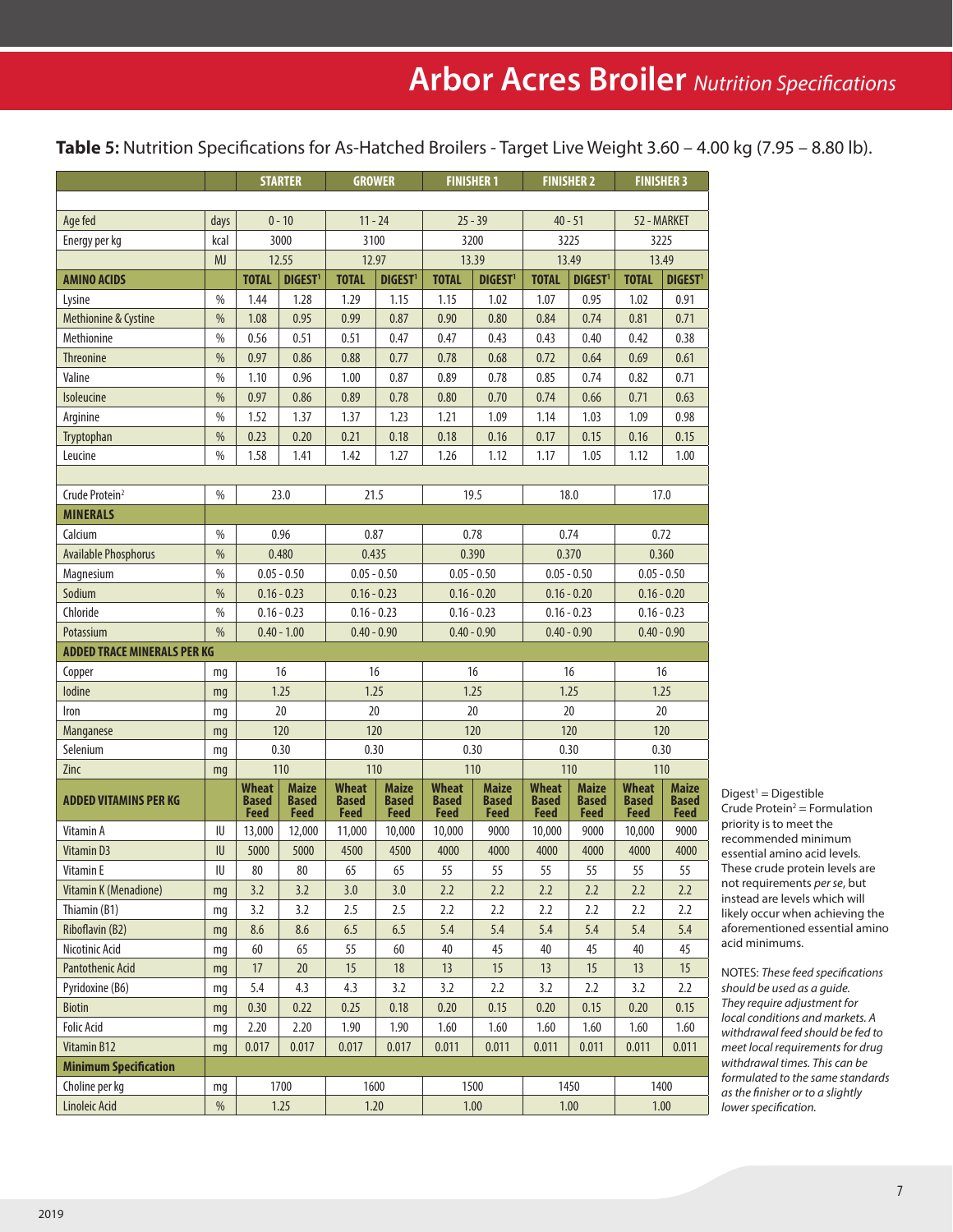# Arbor Acres Broiler *Nutrition Specifications*

**Table 5:** Nutrition Specifications for As-Hatched Broilers - Target Live Weight 3.60 – 4.00 kg (7.95 – 8.80 lb).

| | | STARTER | | GROWER | | FINISHER 1 | | FINISHER 2 | | FINISHER 3 | |
|---|---|---|---|---|---|---|---|---|---|---|---|
| Age fed | days | 0 - 10 | | 11 - 24 | | 25 - 39 | | 40 - 51 | | 52 - MARKET | |
| Energy per kg | kcal | 3000 | | 3100 | | 3200 | | 3225 | | 3225 | |
| | MJ | 12.55 | | 12.97 | | 13.39 | | 13.49 | | 13.49 | |
| **AMINO ACIDS** | | **TOTAL** | **DIGEST[1]** | **TOTAL** | **DIGEST[1]** | **TOTAL** | **DIGEST[1]** | **TOTAL** | **DIGEST[1]** | **TOTAL** | **DIGEST[1]** |
| Lysine | % | 1.44 | 1.28 | 1.29 | 1.15 | 1.15 | 1.02 | 1.07 | 0.95 | 1.02 | 0.91 |
| Methionine & Cystine | % | 1.08 | 0.95 | 0.99 | 0.87 | 0.90 | 0.80 | 0.84 | 0.74 | 0.81 | 0.71 |
| Methionine | % | 0.56 | 0.51 | 0.51 | 0.47 | 0.47 | 0.43 | 0.43 | 0.40 | 0.42 | 0.38 |
| Threonine | % | 0.97 | 0.86 | 0.88 | 0.77 | 0.78 | 0.68 | 0.72 | 0.64 | 0.69 | 0.61 |
| Valine | % | 1.10 | 0.96 | 1.00 | 0.87 | 0.89 | 0.78 | 0.85 | 0.74 | 0.82 | 0.71 |
| Isoleucine | % | 0.97 | 0.86 | 0.89 | 0.78 | 0.80 | 0.70 | 0.74 | 0.66 | 0.71 | 0.63 |
| Arginine | % | 1.52 | 1.37 | 1.37 | 1.23 | 1.21 | 1.09 | 1.14 | 1.03 | 1.09 | 0.98 |
| Tryptophan | % | 0.23 | 0.20 | 0.21 | 0.18 | 0.18 | 0.16 | 0.17 | 0.15 | 0.16 | 0.15 |
| Leucine | % | 1.58 | 1.41 | 1.42 | 1.27 | 1.26 | 1.12 | 1.17 | 1.05 | 1.12 | 1.00 |
| Crude Protein[2] | % | 23.0 | | 21.5 | | 19.5 | | 18.0 | | 17.0 | |
| **MINERALS** | | | | | | | | | | | |
| Calcium | % | 0.96 | | 0.87 | | 0.78 | | 0.74 | | 0.72 | |
| Available Phosphorus | % | 0.480 | | 0.435 | | 0.390 | | 0.370 | | 0.360 | |
| Magnesium | % | 0.05 - 0.50 | | 0.05 - 0.50 | | 0.05 - 0.50 | | 0.05 - 0.50 | | 0.05 - 0.50 | |
| Sodium | % | 0.16 - 0.23 | | 0.16 - 0.23 | | 0.16 - 0.20 | | 0.16 - 0.20 | | 0.16 - 0.20 | |
| Chloride | % | 0.16 - 0.23 | | 0.16 - 0.23 | | 0.16 - 0.23 | | 0.16 - 0.23 | | 0.16 - 0.23 | |
| Potassium | % | 0.40 - 1.00 | | 0.40 - 0.90 | | 0.40 - 0.90 | | 0.40 - 0.90 | | 0.40 - 0.90 | |
| **ADDED TRACE MINERALS PER KG** | | | | | | | | | | | |
| Copper | mg | 16 | | 16 | | 16 | | 16 | | 16 | |
| Iodine | mg | 1.25 | | 1.25 | | 1.25 | | 1.25 | | 1.25 | |
| Iron | mg | 20 | | 20 | | 20 | | 20 | | 20 | |
| Manganese | mg | 120 | | 120 | | 120 | | 120 | | 120 | |
| Selenium | mg | 0.30 | | 0.30 | | 0.30 | | 0.30 | | 0.30 | |
| Zinc | mg | 110 | | 110 | | 110 | | 110 | | 110 | |
| **ADDED VITAMINS PER KG** | | **Wheat Based Feed** | **Maize Based Feed** | **Wheat Based Feed** | **Maize Based Feed** | **Wheat Based Feed** | **Maize Based Feed** | **Wheat Based Feed** | **Maize Based Feed** | **Wheat Based Feed** | **Maize Based Feed** |
| Vitamin A | IU | 13,000 | 12,000 | 11,000 | 10,000 | 10,000 | 9000 | 10,000 | 9000 | 10,000 | 9000 |
| Vitamin D3 | IU | 5000 | 5000 | 4500 | 4500 | 4000 | 4000 | 4000 | 4000 | 4000 | 4000 |
| Vitamin E | IU | 80 | 80 | 65 | 65 | 55 | 55 | 55 | 55 | 55 | 55 |
| Vitamin K (Menadione) | mg | 3.2 | 3.2 | 3.0 | 3.0 | 2.2 | 2.2 | 2.2 | 2.2 | 2.2 | 2.2 |
| Thiamin (B1) | mg | 3.2 | 3.2 | 2.5 | 2.5 | 2.2 | 2.2 | 2.2 | 2.2 | 2.2 | 2.2 |
| Riboflavin (B2) | mg | 8.6 | 8.6 | 6.5 | 6.5 | 5.4 | 5.4 | 5.4 | 5.4 | 5.4 | 5.4 |
| Nicotinic Acid | mg | 60 | 65 | 55 | 60 | 40 | 45 | 40 | 45 | 40 | 45 |
| Pantothenic Acid | mg | 17 | 20 | 15 | 18 | 13 | 15 | 13 | 15 | 13 | 15 |
| Pyridoxine (B6) | mg | 5.4 | 4.3 | 4.3 | 3.2 | 3.2 | 2.2 | 3.2 | 2.2 | 3.2 | 2.2 |
| Biotin | mg | 0.30 | 0.22 | 0.25 | 0.18 | 0.20 | 0.15 | 0.20 | 0.15 | 0.20 | 0.15 |
| Folic Acid | mg | 2.20 | 2.20 | 1.90 | 1.90 | 1.60 | 1.60 | 1.60 | 1.60 | 1.60 | 1.60 |
| Vitamin B12 | mg | 0.017 | 0.017 | 0.017 | 0.017 | 0.011 | 0.011 | 0.011 | 0.011 | 0.011 | 0.011 |
| **Minimum Specification** | | | | | | | | | | | |
| Choline per kg | mg | 1700 | | 1600 | | 1500 | | 1450 | | 1400 | |
| Linoleic Acid | % | 1.25 | | 1.20 | | 1.00 | | 1.00 | | 1.00 | |

Digest[1] = Digestible
Crude Protein[2] = Formulation priority is to meet the recommended minimum essential amino acid levels. These crude protein levels are not requirements *per se*, but instead are levels which will likely occur when achieving the aforementioned essential amino acid minimums.

NOTES: *These feed specifications should be used as a guide. They require adjustment for local conditions and markets. A withdrawal feed should be fed to meet local requirements for drug withdrawal times. This can be formulated to the same standards as the finisher or to a slightly lower specification.*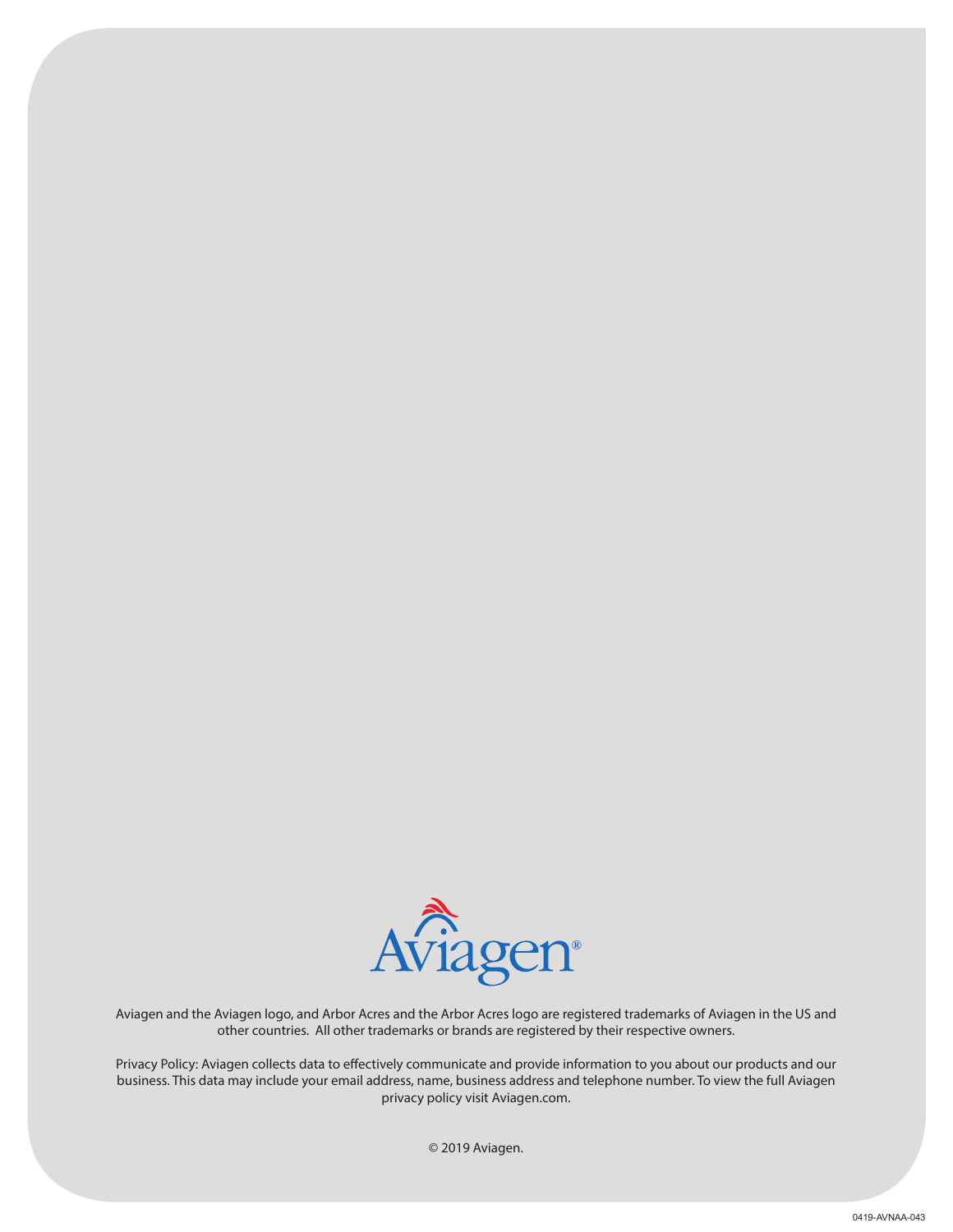Aviagen®

Aviagen and the Aviagen logo, and Arbor Acres and the Arbor Acres logo are registered trademarks of Aviagen in the US and other countries. All other trademarks or brands are registered by their respective owners.

Privacy Policy: Aviagen collects data to effectively communicate and provide information to you about our products and our business. This data may include your email address, name, business address and telephone number. To view the full Aviagen privacy policy visit Aviagen.com.

© 2019 Aviagen.

0419-AVNAA-043